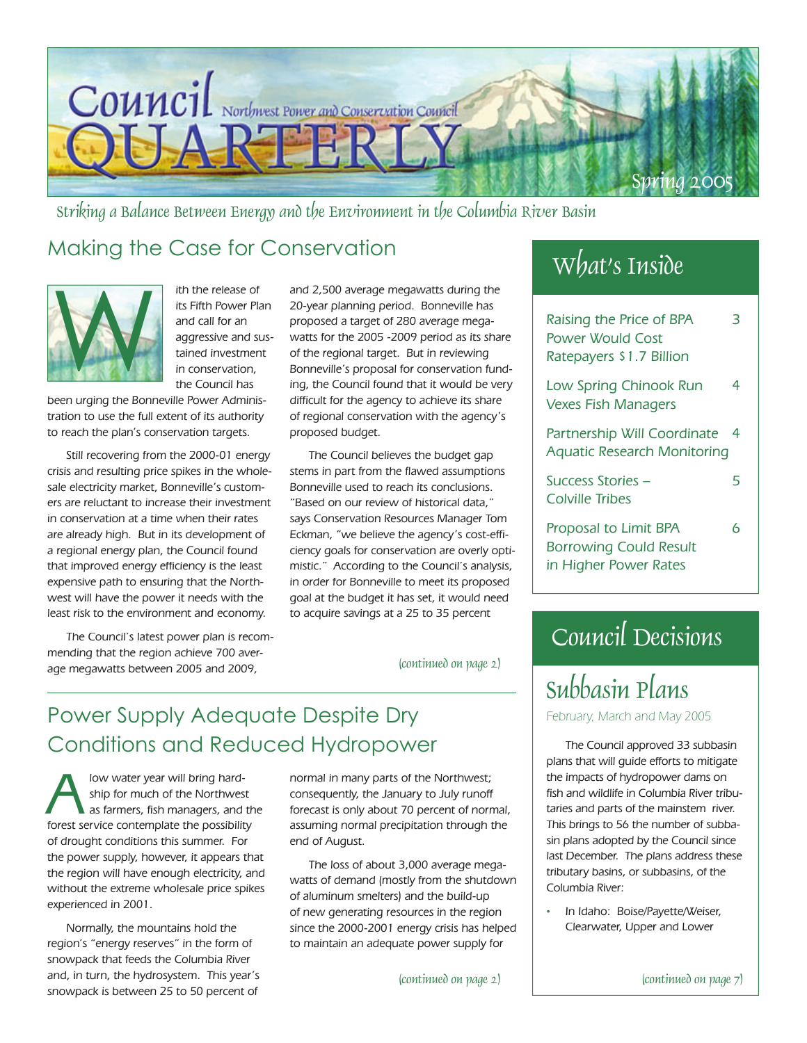# Council Quarterly

Northwest Power and Conservation Council

Spring 2005

*Striking a Balance Between Energy and the Environment in the Columbia River Basin*

## Making the Case for Conservation

With the release of its Fifth Power Plan and call for an aggressive and sustained investment in conservation, the Council has been urging the Bonneville Power Administration to use the full extent of its authority to reach the plan's conservation targets.

Still recovering from the 2000-01 energy crisis and resulting price spikes in the wholesale electricity market, Bonneville's customers are reluctant to increase their investment in conservation at a time when their rates are already high. But in its development of a regional energy plan, the Council found that improved energy efficiency is the least expensive path to ensuring that the Northwest will have the power it needs with the least risk to the environment and economy.

The Council's latest power plan is recommending that the region achieve 700 average megawatts between 2005 and 2009, and 2,500 average megawatts during the 20-year planning period. Bonneville has proposed a target of 280 average megawatts for the 2005 -2009 period as its share of the regional target. But in reviewing Bonneville's proposal for conservation funding, the Council found that it would be very difficult for the agency to achieve its share of regional conservation with the agency's proposed budget.

The Council believes the budget gap stems in part from the flawed assumptions Bonneville used to reach its conclusions. "Based on our review of historical data," says Conservation Resources Manager Tom Eckman, "we believe the agency's cost-efficiency goals for conservation are overly optimistic." According to the Council's analysis, in order for Bonneville to meet its proposed goal at the budget it has set, it would need to acquire savings at a 25 to 35 percent

*(continued on page 2)*

## Power Supply Adequate Despite Dry Conditions and Reduced Hydropower

A low water year will bring hardship for much of the Northwest as farmers, fish managers, and the forest service contemplate the possibility of drought conditions this summer. For the power supply, however, it appears that the region will have enough electricity, and without the extreme wholesale price spikes experienced in 2001.

Normally, the mountains hold the region's "energy reserves" in the form of snowpack that feeds the Columbia River and, in turn, the hydrosystem. This year's snowpack is between 25 to 50 percent of normal in many parts of the Northwest; consequently, the January to July runoff forecast is only about 70 percent of normal, assuming normal precipitation through the end of August.

The loss of about 3,000 average megawatts of demand (mostly from the shutdown of aluminum smelters) and the build-up of new generating resources in the region since the 2000-2001 energy crisis has helped to maintain an adequate power supply for

*(continued on page 2)*

## What's Inside

| | |
|---|---|
| Raising the Price of BPA Power Would Cost Ratepayers $1.7 Billion | 3 |
| Low Spring Chinook Run Vexes Fish Managers | 4 |
| Partnership Will Coordinate Aquatic Research Monitoring | 4 |
| Success Stories – Colville Tribes | 5 |
| Proposal to Limit BPA Borrowing Could Result in Higher Power Rates | 6 |

## Council Decisions

### Subbasin Plans

February, March and May 2005

The Council approved 33 subbasin plans that will guide efforts to mitigate the impacts of hydropower dams on fish and wildlife in Columbia River tributaries and parts of the mainstem river. This brings to 56 the number of subbasin plans adopted by the Council since last December. The plans address these tributary basins, or subbasins, of the Columbia River:

- In Idaho: Boise/Payette/Weiser, Clearwater, Upper and Lower

*(continued on page 7)*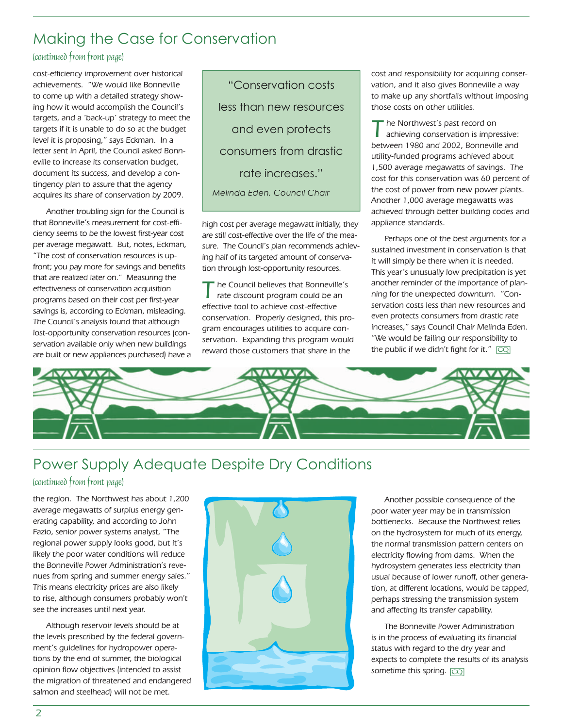## Making the Case for Conservation

*(continued from front page)*

cost-efficiency improvement over historical achievements. "We would like Bonneville to come up with a detailed strategy showing how it would accomplish the Council's targets, and a 'back-up' strategy to meet the targets if it is unable to do so at the budget level it is proposing," says Eckman. In a letter sent in April, the Council asked Bonneville to increase its conservation budget, document its success, and develop a contingency plan to assure that the agency acquires its share of conservation by 2009.

Another troubling sign for the Council is that Bonneville's measurement for cost-efficiency seems to be the lowest first-year cost per average megawatt. But, notes, Eckman, "The cost of conservation resources is up-front; you pay more for savings and benefits that are realized later on." Measuring the effectiveness of conservation acquisition programs based on their cost per first-year savings is, according to Eckman, misleading. The Council's analysis found that although lost-opportunity conservation resources (conservation available only when new buildings are built or new appliances purchased) have a high cost per average megawatt initially, they are still cost-effective over the life of the measure. The Council's plan recommends achieving half of its targeted amount of conservation through lost-opportunity resources.

> "Conservation costs less than new resources and even protects consumers from drastic rate increases."
>
> *Melinda Eden, Council Chair*

The Council believes that Bonneville's rate discount program could be an effective tool to achieve cost-effective conservation. Properly designed, this program encourages utilities to acquire conservation. Expanding this program would reward those customers that share in the cost and responsibility for acquiring conservation, and it also gives Bonneville a way to make up any shortfalls without imposing those costs on other utilities.

The Northwest's past record on achieving conservation is impressive: between 1980 and 2002, Bonneville and utility-funded programs achieved about 1,500 average megawatts of savings. The cost for this conservation was 60 percent of the cost of power from new power plants. Another 1,000 average megawatts was achieved through better building codes and appliance standards.

Perhaps one of the best arguments for a sustained investment in conservation is that it will simply be there when it is needed. This year's unusually low precipitation is yet another reminder of the importance of planning for the unexpected downturn. "Conservation costs less than new resources and even protects consumers from drastic rate increases," says Council Chair Melinda Eden. "We would be failing our responsibility to the public if we didn't fight for it." CQ

## Power Supply Adequate Despite Dry Conditions

*(continued from front page)*

the region. The Northwest has about 1,200 average megawatts of surplus energy generating capability, and according to John Fazio, senior power systems analyst, "The regional power supply looks good, but it's likely the poor water conditions will reduce the Bonneville Power Administration's revenues from spring and summer energy sales." This means electricity prices are also likely to rise, although consumers probably won't see the increases until next year.

Although reservoir levels should be at the levels prescribed by the federal government's guidelines for hydropower operations by the end of summer, the biological opinion flow objectives (intended to assist the migration of threatened and endangered salmon and steelhead) will not be met.

Another possible consequence of the poor water year may be in transmission bottlenecks. Because the Northwest relies on the hydrosystem for much of its energy, the normal transmission pattern centers on electricity flowing from dams. When the hydrosystem generates less electricity than usual because of lower runoff, other generation, at different locations, would be tapped, perhaps stressing the transmission system and affecting its transfer capability.

The Bonneville Power Administration is in the process of evaluating its financial status with regard to the dry year and expects to complete the results of its analysis sometime this spring. CQ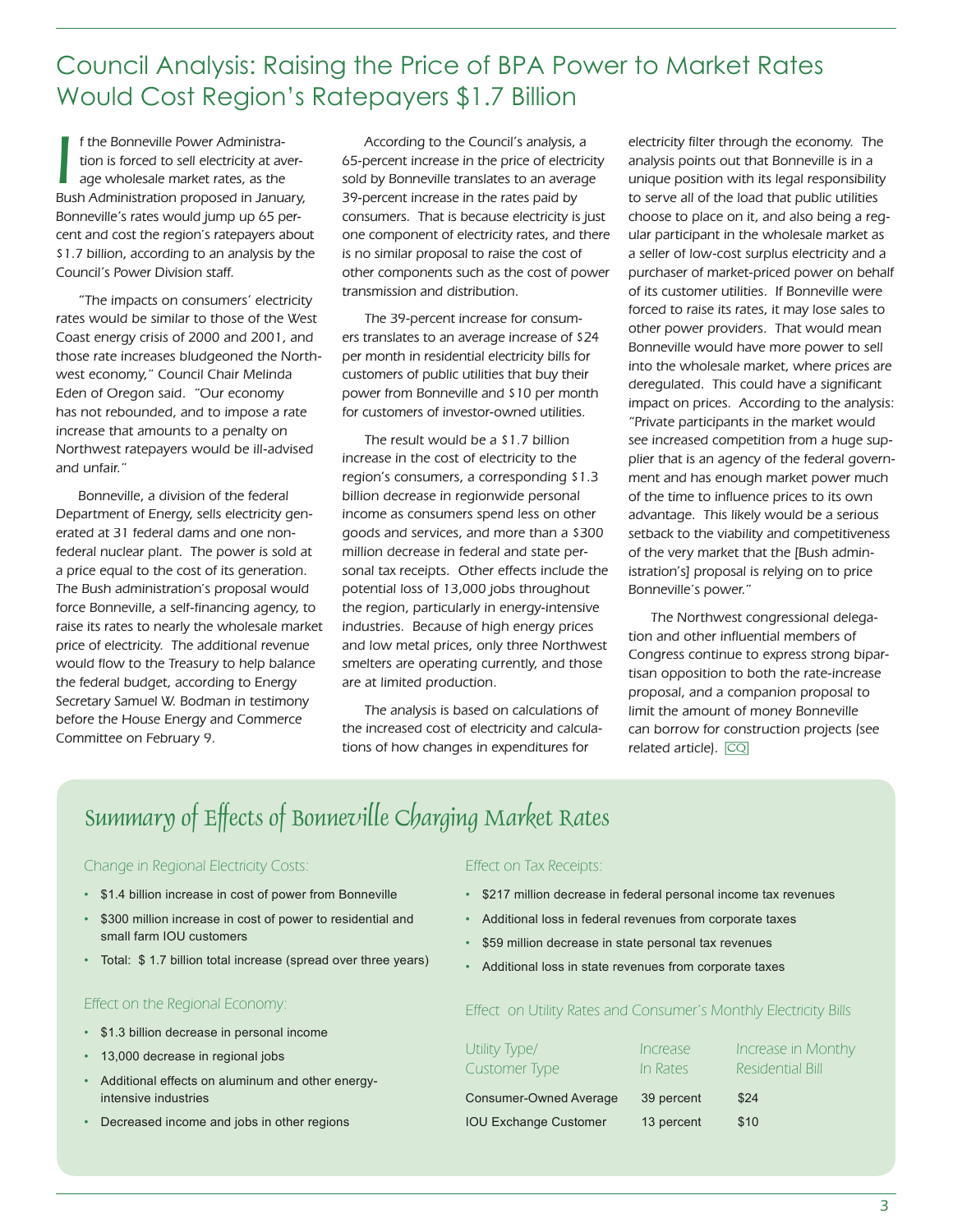# Council Analysis: Raising the Price of BPA Power to Market Rates Would Cost Region's Ratepayers $1.7 Billion

If the Bonneville Power Administration is forced to sell electricity at average wholesale market rates, as the Bush Administration proposed in January, Bonneville's rates would jump up 65 percent and cost the region's ratepayers about $1.7 billion, according to an analysis by the Council's Power Division staff.

"The impacts on consumers' electricity rates would be similar to those of the West Coast energy crisis of 2000 and 2001, and those rate increases bludgeoned the Northwest economy," Council Chair Melinda Eden of Oregon said. "Our economy has not rebounded, and to impose a rate increase that amounts to a penalty on Northwest ratepayers would be ill-advised and unfair."

Bonneville, a division of the federal Department of Energy, sells electricity generated at 31 federal dams and one non-federal nuclear plant. The power is sold at a price equal to the cost of its generation. The Bush administration's proposal would force Bonneville, a self-financing agency, to raise its rates to nearly the wholesale market price of electricity. The additional revenue would flow to the Treasury to help balance the federal budget, according to Energy Secretary Samuel W. Bodman in testimony before the House Energy and Commerce Committee on February 9.

According to the Council's analysis, a 65-percent increase in the price of electricity sold by Bonneville translates to an average 39-percent increase in the rates paid by consumers. That is because electricity is just one component of electricity rates, and there is no similar proposal to raise the cost of other components such as the cost of power transmission and distribution.

The 39-percent increase for consumers translates to an average increase of $24 per month in residential electricity bills for customers of public utilities that buy their power from Bonneville and $10 per month for customers of investor-owned utilities.

The result would be a $1.7 billion increase in the cost of electricity to the region's consumers, a corresponding $1.3 billion decrease in regionwide personal income as consumers spend less on other goods and services, and more than a $300 million decrease in federal and state personal tax receipts. Other effects include the potential loss of 13,000 jobs throughout the region, particularly in energy-intensive industries. Because of high energy prices and low metal prices, only three Northwest smelters are operating currently, and those are at limited production.

The analysis is based on calculations of the increased cost of electricity and calculations of how changes in expenditures for electricity filter through the economy. The analysis points out that Bonneville is in a unique position with its legal responsibility to serve all of the load that public utilities choose to place on it, and also being a regular participant in the wholesale market as a seller of low-cost surplus electricity and a purchaser of market-priced power on behalf of its customer utilities. If Bonneville were forced to raise its rates, it may lose sales to other power providers. That would mean Bonneville would have more power to sell into the wholesale market, where prices are deregulated. This could have a significant impact on prices. According to the analysis: "Private participants in the market would see increased competition from a huge supplier that is an agency of the federal government and has enough market power much of the time to influence prices to its own advantage. This likely would be a serious setback to the viability and competitiveness of the very market that the [Bush administration's] proposal is relying on to price Bonneville's power."

The Northwest congressional delegation and other influential members of Congress continue to express strong bipartisan opposition to both the rate-increase proposal, and a companion proposal to limit the amount of money Bonneville can borrow for construction projects (see related article). CQ

## Summary of Effects of Bonneville Charging Market Rates

### Change in Regional Electricity Costs:

- $1.4 billion increase in cost of power from Bonneville
- $300 million increase in cost of power to residential and small farm IOU customers
- Total: $ 1.7 billion total increase (spread over three years)

### Effect on the Regional Economy:

- $1.3 billion decrease in personal income
- 13,000 decrease in regional jobs
- Additional effects on aluminum and other energy-intensive industries
- Decreased income and jobs in other regions

### Effect on Tax Receipts:

- $217 million decrease in federal personal income tax revenues
- Additional loss in federal revenues from corporate taxes
- $59 million decrease in state personal tax revenues
- Additional loss in state revenues from corporate taxes

### Effect on Utility Rates and Consumer's Monthly Electricity Bills

| Utility Type/ Customer Type | Increase In Rates | Increase in Monthy Residential Bill |
|---|---|---|
| Consumer-Owned Average | 39 percent | $24 |
| IOU Exchange Customer | 13 percent | $10 |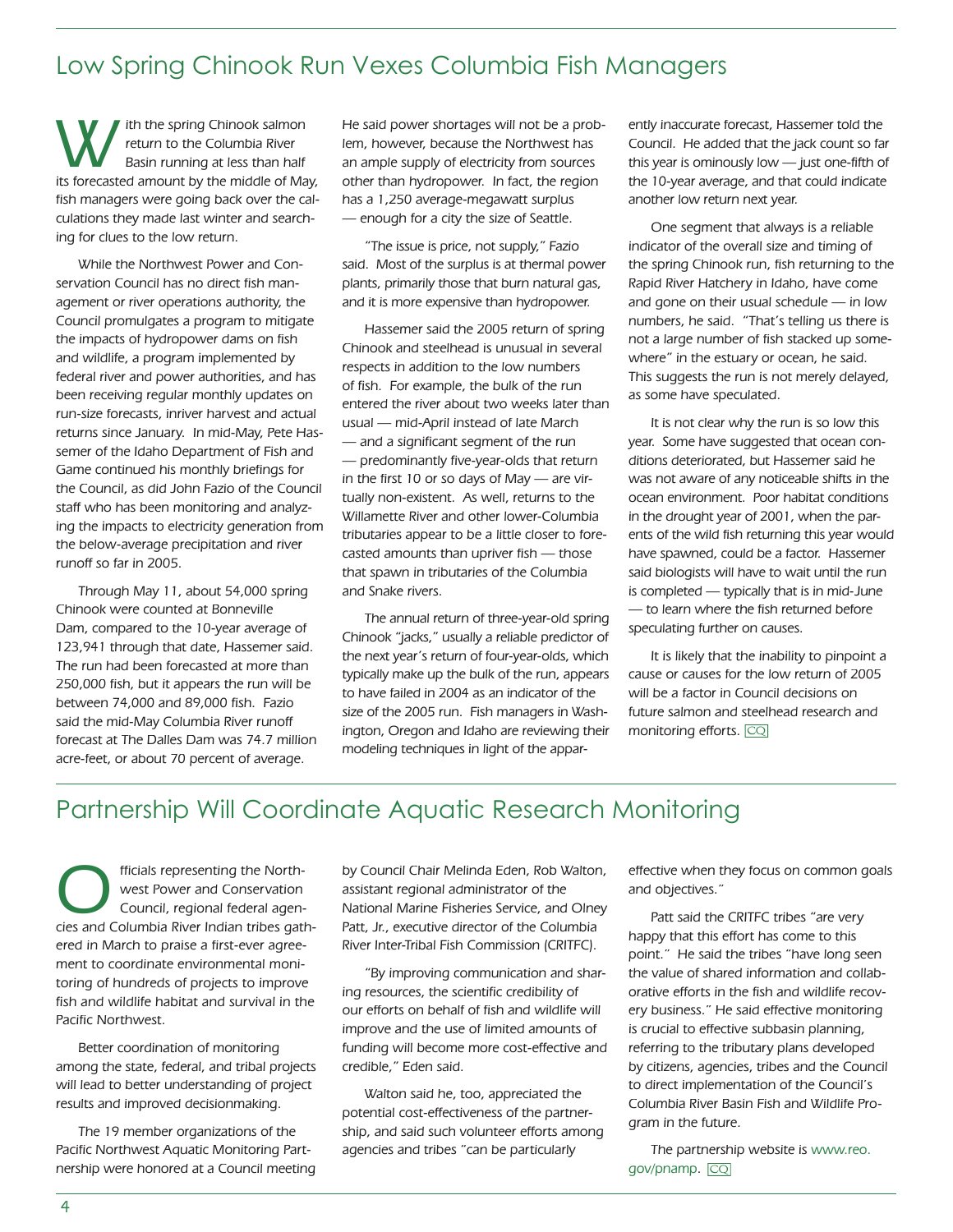# Low Spring Chinook Run Vexes Columbia Fish Managers

With the spring Chinook salmon return to the Columbia River Basin running at less than half its forecasted amount by the middle of May, fish managers were going back over the calculations they made last winter and searching for clues to the low return.

While the Northwest Power and Conservation Council has no direct fish management or river operations authority, the Council promulgates a program to mitigate the impacts of hydropower dams on fish and wildlife, a program implemented by federal river and power authorities, and has been receiving regular monthly updates on run-size forecasts, inriver harvest and actual returns since January. In mid-May, Pete Hassemer of the Idaho Department of Fish and Game continued his monthly briefings for the Council, as did John Fazio of the Council staff who has been monitoring and analyzing the impacts to electricity generation from the below-average precipitation and river runoff so far in 2005.

Through May 11, about 54,000 spring Chinook were counted at Bonneville Dam, compared to the 10-year average of 123,941 through that date, Hassemer said. The run had been forecasted at more than 250,000 fish, but it appears the run will be between 74,000 and 89,000 fish. Fazio said the mid-May Columbia River runoff forecast at The Dalles Dam was 74.7 million acre-feet, or about 70 percent of average. He said power shortages will not be a problem, however, because the Northwest has an ample supply of electricity from sources other than hydropower. In fact, the region has a 1,250 average-megawatt surplus — enough for a city the size of Seattle.

"The issue is price, not supply," Fazio said. Most of the surplus is at thermal power plants, primarily those that burn natural gas, and it is more expensive than hydropower.

Hassemer said the 2005 return of spring Chinook and steelhead is unusual in several respects in addition to the low numbers of fish. For example, the bulk of the run entered the river about two weeks later than usual — mid-April instead of late March — and a significant segment of the run — predominantly five-year-olds that return in the first 10 or so days of May — are virtually non-existent. As well, returns to the Willamette River and other lower-Columbia tributaries appear to be a little closer to forecasted amounts than upriver fish — those that spawn in tributaries of the Columbia and Snake rivers.

The annual return of three-year-old spring Chinook "jacks," usually a reliable predictor of the next year's return of four-year-olds, which typically make up the bulk of the run, appears to have failed in 2004 as an indicator of the size of the 2005 run. Fish managers in Washington, Oregon and Idaho are reviewing their modeling techniques in light of the apparently inaccurate forecast, Hassemer told the Council. He added that the jack count so far this year is ominously low — just one-fifth of the 10-year average, and that could indicate another low return next year.

One segment that always is a reliable indicator of the overall size and timing of the spring Chinook run, fish returning to the Rapid River Hatchery in Idaho, have come and gone on their usual schedule — in low numbers, he said. "That's telling us there is not a large number of fish stacked up somewhere" in the estuary or ocean, he said. This suggests the run is not merely delayed, as some have speculated.

It is not clear why the run is so low this year. Some have suggested that ocean conditions deteriorated, but Hassemer said he was not aware of any noticeable shifts in the ocean environment. Poor habitat conditions in the drought year of 2001, when the parents of the wild fish returning this year would have spawned, could be a factor. Hassemer said biologists will have to wait until the run is completed — typically that is in mid-June — to learn where the fish returned before speculating further on causes.

It is likely that the inability to pinpoint a cause or causes for the low return of 2005 will be a factor in Council decisions on future salmon and steelhead research and monitoring efforts. CQ

# Partnership Will Coordinate Aquatic Research Monitoring

Officials representing the Northwest Power and Conservation Council, regional federal agencies and Columbia River Indian tribes gathered in March to praise a first-ever agreement to coordinate environmental monitoring of hundreds of projects to improve fish and wildlife habitat and survival in the Pacific Northwest.

Better coordination of monitoring among the state, federal, and tribal projects will lead to better understanding of project results and improved decisionmaking.

The 19 member organizations of the Pacific Northwest Aquatic Monitoring Partnership were honored at a Council meeting by Council Chair Melinda Eden, Rob Walton, assistant regional administrator of the National Marine Fisheries Service, and Olney Patt, Jr., executive director of the Columbia River Inter-Tribal Fish Commission (CRITFC).

"By improving communication and sharing resources, the scientific credibility of our efforts on behalf of fish and wildlife will improve and the use of limited amounts of funding will become more cost-effective and credible," Eden said.

Walton said he, too, appreciated the potential cost-effectiveness of the partnership, and said such volunteer efforts among agencies and tribes "can be particularly effective when they focus on common goals and objectives."

Patt said the CRITFC tribes "are very happy that this effort has come to this point." He said the tribes "have long seen the value of shared information and collaborative efforts in the fish and wildlife recovery business." He said effective monitoring is crucial to effective subbasin planning, referring to the tributary plans developed by citizens, agencies, tribes and the Council to direct implementation of the Council's Columbia River Basin Fish and Wildlife Program in the future.

The partnership website is www.reo.gov/pnamp. CQ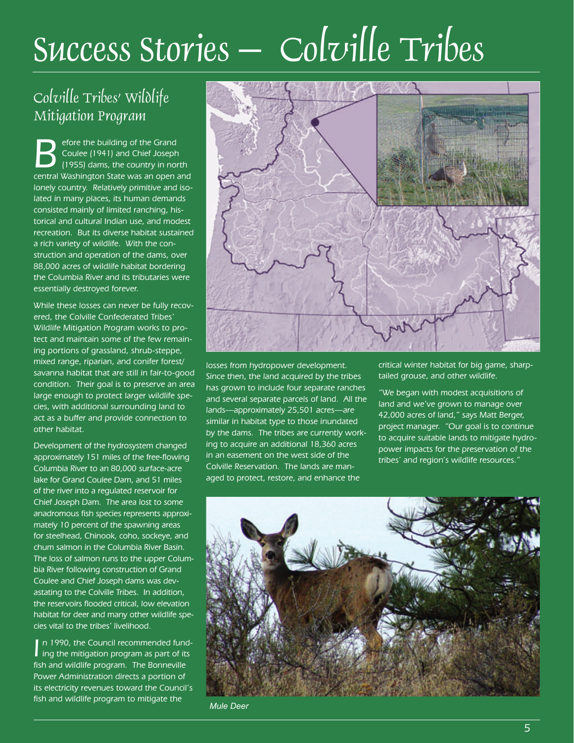# Success Stories – Colville Tribes

## Colville Tribes' Wildlife Mitigation Program

Before the building of the Grand Coulee (1941) and Chief Joseph (1955) dams, the country in north central Washington State was an open and lonely country. Relatively primitive and isolated in many places, its human demands consisted mainly of limited ranching, historical and cultural Indian use, and modest recreation. But its diverse habitat sustained a rich variety of wildlife. With the construction and operation of the dams, over 88,000 acres of wildlife habitat bordering the Columbia River and its tributaries were essentially destroyed forever.

While these losses can never be fully recovered, the Colville Confederated Tribes' Wildlife Mitigation Program works to protect and maintain some of the few remaining portions of grassland, shrub-steppe, mixed range, riparian, and conifer forest/savanna habitat that are still in fair-to-good condition. Their goal is to preserve an area large enough to protect larger wildlife species, with additional surrounding land to act as a buffer and provide connection to other habitat.

Development of the hydrosystem changed approximately 151 miles of the free-flowing Columbia River to an 80,000 surface-acre lake for Grand Coulee Dam, and 51 miles of the river into a regulated reservoir for Chief Joseph Dam. The area lost to some anadromous fish species represents approximately 10 percent of the spawning areas for steelhead, Chinook, coho, sockeye, and chum salmon in the Columbia River Basin. The loss of salmon runs to the upper Columbia River following construction of Grand Coulee and Chief Joseph dams was devastating to the Colville Tribes. In addition, the reservoirs flooded critical, low elevation habitat for deer and many other wildlife species vital to the tribes' livelihood.

In 1990, the Council recommended funding the mitigation program as part of its fish and wildlife program. The Bonneville Power Administration directs a portion of its electricity revenues toward the Council's fish and wildlife program to mitigate the losses from hydropower development. Since then, the land acquired by the tribes has grown to include four separate ranches and several separate parcels of land. All the lands—approximately 25,501 acres—are similar in habitat type to those inundated by the dams. The tribes are currently working to acquire an additional 18,360 acres in an easement on the west side of the Colville Reservation. The lands are managed to protect, restore, and enhance the critical winter habitat for big game, sharp-tailed grouse, and other wildlife.

"We began with modest acquisitions of land and we've grown to manage over 42,000 acres of land," says Matt Berger, project manager. "Our goal is to continue to acquire suitable lands to mitigate hydropower impacts for the preservation of the tribes' and region's wildlife resources."

*Mule Deer*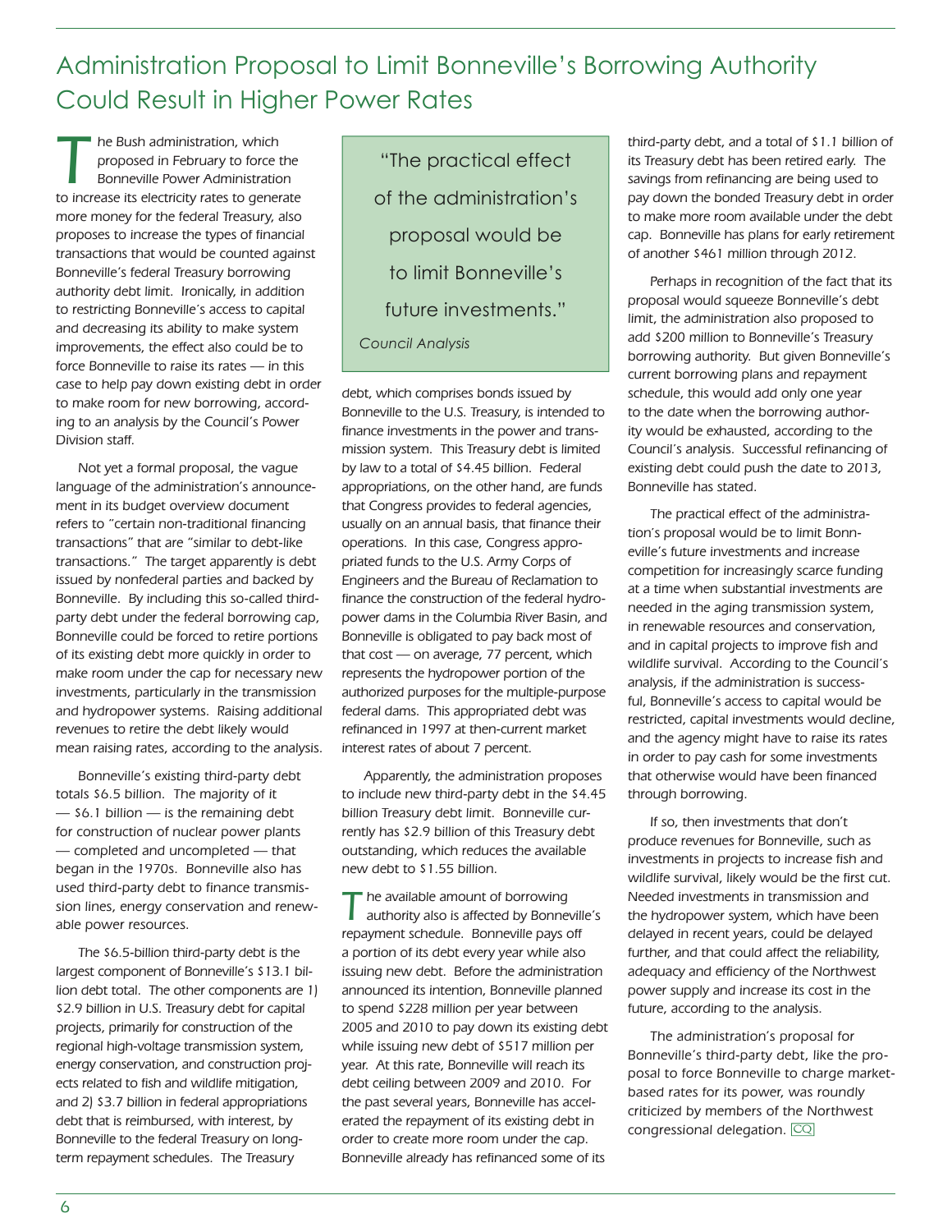# Administration Proposal to Limit Bonneville's Borrowing Authority Could Result in Higher Power Rates

The Bush administration, which proposed in February to force the Bonneville Power Administration to increase its electricity rates to generate more money for the federal Treasury, also proposes to increase the types of financial transactions that would be counted against Bonneville's federal Treasury borrowing authority debt limit. Ironically, in addition to restricting Bonneville's access to capital and decreasing its ability to make system improvements, the effect also could be to force Bonneville to raise its rates — in this case to help pay down existing debt in order to make room for new borrowing, according to an analysis by the Council's Power Division staff.

Not yet a formal proposal, the vague language of the administration's announcement in its budget overview document refers to "certain non-traditional financing transactions" that are "similar to debt-like transactions." The target apparently is debt issued by nonfederal parties and backed by Bonneville. By including this so-called third-party debt under the federal borrowing cap, Bonneville could be forced to retire portions of its existing debt more quickly in order to make room under the cap for necessary new investments, particularly in the transmission and hydropower systems. Raising additional revenues to retire the debt likely would mean raising rates, according to the analysis.

Bonneville's existing third-party debt totals $6.5 billion. The majority of it — $6.1 billion — is the remaining debt for construction of nuclear power plants — completed and uncompleted — that began in the 1970s. Bonneville also has used third-party debt to finance transmission lines, energy conservation and renewable power resources.

The $6.5-billion third-party debt is the largest component of Bonneville's $13.1 billion debt total. The other components are 1) $2.9 billion in U.S. Treasury debt for capital projects, primarily for construction of the regional high-voltage transmission system, energy conservation, and construction projects related to fish and wildlife mitigation, and 2) $3.7 billion in federal appropriations debt that is reimbursed, with interest, by Bonneville to the federal Treasury on long-term repayment schedules. The Treasury debt, which comprises bonds issued by Bonneville to the U.S. Treasury, is intended to finance investments in the power and transmission system. This Treasury debt is limited by law to a total of $4.45 billion. Federal appropriations, on the other hand, are funds that Congress provides to federal agencies, usually on an annual basis, that finance their operations. In this case, Congress appropriated funds to the U.S. Army Corps of Engineers and the Bureau of Reclamation to finance the construction of the federal hydropower dams in the Columbia River Basin, and Bonneville is obligated to pay back most of that cost — on average, 77 percent, which represents the hydropower portion of the authorized purposes for the multiple-purpose federal dams. This appropriated debt was refinanced in 1997 at then-current market interest rates of about 7 percent.

> "The practical effect of the administration's proposal would be to limit Bonneville's future investments."
>
> *Council Analysis*

Apparently, the administration proposes to include new third-party debt in the $4.45 billion Treasury debt limit. Bonneville currently has $2.9 billion of this Treasury debt outstanding, which reduces the available new debt to $1.55 billion.

The available amount of borrowing authority also is affected by Bonneville's repayment schedule. Bonneville pays off a portion of its debt every year while also issuing new debt. Before the administration announced its intention, Bonneville planned to spend $228 million per year between 2005 and 2010 to pay down its existing debt while issuing new debt of $517 million per year. At this rate, Bonneville will reach its debt ceiling between 2009 and 2010. For the past several years, Bonneville has accelerated the repayment of its existing debt in order to create more room under the cap. Bonneville already has refinanced some of its third-party debt, and a total of $1.1 billion of its Treasury debt has been retired early. The savings from refinancing are being used to pay down the bonded Treasury debt in order to make more room available under the debt cap. Bonneville has plans for early retirement of another $461 million through 2012.

Perhaps in recognition of the fact that its proposal would squeeze Bonneville's debt limit, the administration also proposed to add $200 million to Bonneville's Treasury borrowing authority. But given Bonneville's current borrowing plans and repayment schedule, this would add only one year to the date when the borrowing authority would be exhausted, according to the Council's analysis. Successful refinancing of existing debt could push the date to 2013, Bonneville has stated.

The practical effect of the administration's proposal would be to limit Bonneville's future investments and increase competition for increasingly scarce funding at a time when substantial investments are needed in the aging transmission system, in renewable resources and conservation, and in capital projects to improve fish and wildlife survival. According to the Council's analysis, if the administration is successful, Bonneville's access to capital would be restricted, capital investments would decline, and the agency might have to raise its rates in order to pay cash for some investments that otherwise would have been financed through borrowing.

If so, then investments that don't produce revenues for Bonneville, such as investments in projects to increase fish and wildlife survival, likely would be the first cut. Needed investments in transmission and the hydropower system, which have been delayed in recent years, could be delayed further, and that could affect the reliability, adequacy and efficiency of the Northwest power supply and increase its cost in the future, according to the analysis.

The administration's proposal for Bonneville's third-party debt, like the proposal to force Bonneville to charge market-based rates for its power, was roundly criticized by members of the Northwest congressional delegation. CQ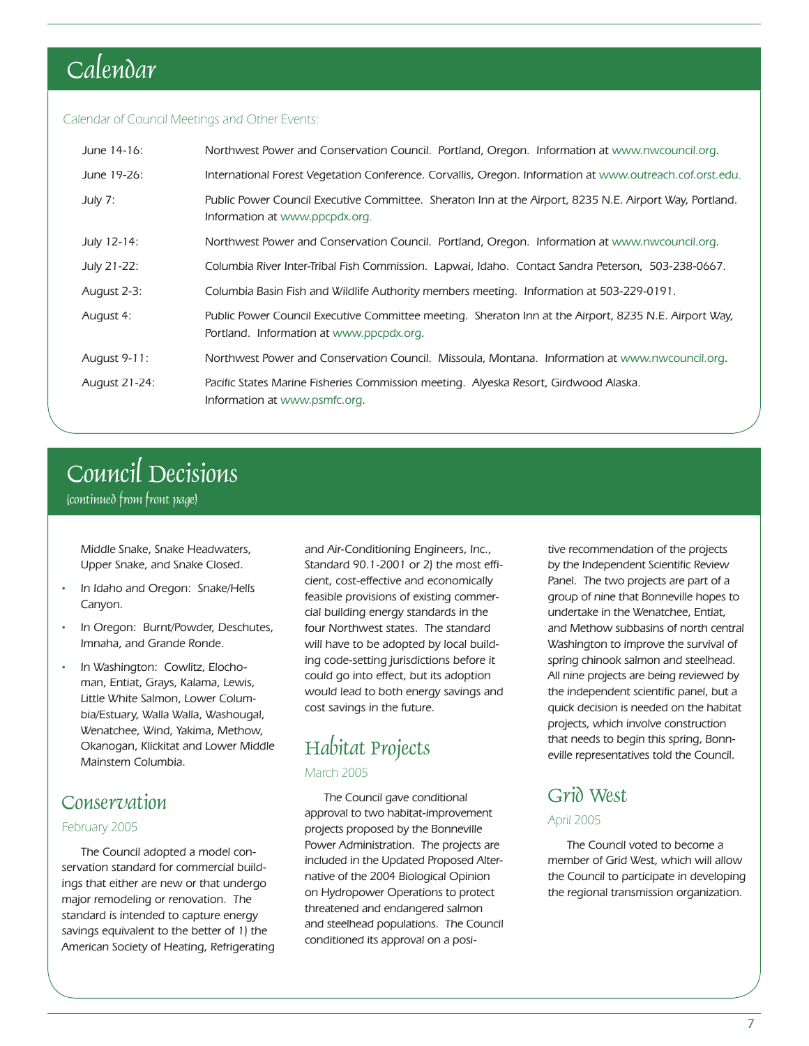# Calendar

Calendar of Council Meetings and Other Events:

| | |
|---|---|
| June 14-16: | Northwest Power and Conservation Council. Portland, Oregon. Information at www.nwcouncil.org. |
| June 19-26: | International Forest Vegetation Conference. Corvallis, Oregon. Information at www.outreach.cof.orst.edu. |
| July 7: | Public Power Council Executive Committee. Sheraton Inn at the Airport, 8235 N.E. Airport Way, Portland. Information at www.ppcpdx.org. |
| July 12-14: | Northwest Power and Conservation Council. Portland, Oregon. Information at www.nwcouncil.org. |
| July 21-22: | Columbia River Inter-Tribal Fish Commission. Lapwai, Idaho. Contact Sandra Peterson, 503-238-0667. |
| August 2-3: | Columbia Basin Fish and Wildlife Authority members meeting. Information at 503-229-0191. |
| August 4: | Public Power Council Executive Committee meeting. Sheraton Inn at the Airport, 8235 N.E. Airport Way, Portland. Information at www.ppcpdx.org. |
| August 9-11: | Northwest Power and Conservation Council. Missoula, Montana. Information at www.nwcouncil.org. |
| August 21-24: | Pacific States Marine Fisheries Commission meeting. Alyeska Resort, Girdwood Alaska. Information at www.psmfc.org. |

# Council Decisions

*(continued from front page)*

Middle Snake, Snake Headwaters, Upper Snake, and Snake Closed.

- In Idaho and Oregon: Snake/Hells Canyon.
- In Oregon: Burnt/Powder, Deschutes, Imnaha, and Grande Ronde.
- In Washington: Cowlitz, Elochoman, Entiat, Grays, Kalama, Lewis, Little White Salmon, Lower Columbia/Estuary, Walla Walla, Washougal, Wenatchee, Wind, Yakima, Methow, Okanogan, Klickitat and Lower Middle Mainstem Columbia.

## Conservation

February 2005

The Council adopted a model conservation standard for commercial buildings that either are new or that undergo major remodeling or renovation. The standard is intended to capture energy savings equivalent to the better of 1) the American Society of Heating, Refrigerating and Air-Conditioning Engineers, Inc., Standard 90.1-2001 or 2) the most efficient, cost-effective and economically feasible provisions of existing commercial building energy standards in the four Northwest states. The standard will have to be adopted by local building code-setting jurisdictions before it could go into effect, but its adoption would lead to both energy savings and cost savings in the future.

## Habitat Projects

March 2005

The Council gave conditional approval to two habitat-improvement projects proposed by the Bonneville Power Administration. The projects are included in the Updated Proposed Alternative of the 2004 Biological Opinion on Hydropower Operations to protect threatened and endangered salmon and steelhead populations. The Council conditioned its approval on a positive recommendation of the projects by the Independent Scientific Review Panel. The two projects are part of a group of nine that Bonneville hopes to undertake in the Wenatchee, Entiat, and Methow subbasins of north central Washington to improve the survival of spring chinook salmon and steelhead. All nine projects are being reviewed by the independent scientific panel, but a quick decision is needed on the habitat projects, which involve construction that needs to begin this spring, Bonneville representatives told the Council.

## Grid West

April 2005

The Council voted to become a member of Grid West, which will allow the Council to participate in developing the regional transmission organization.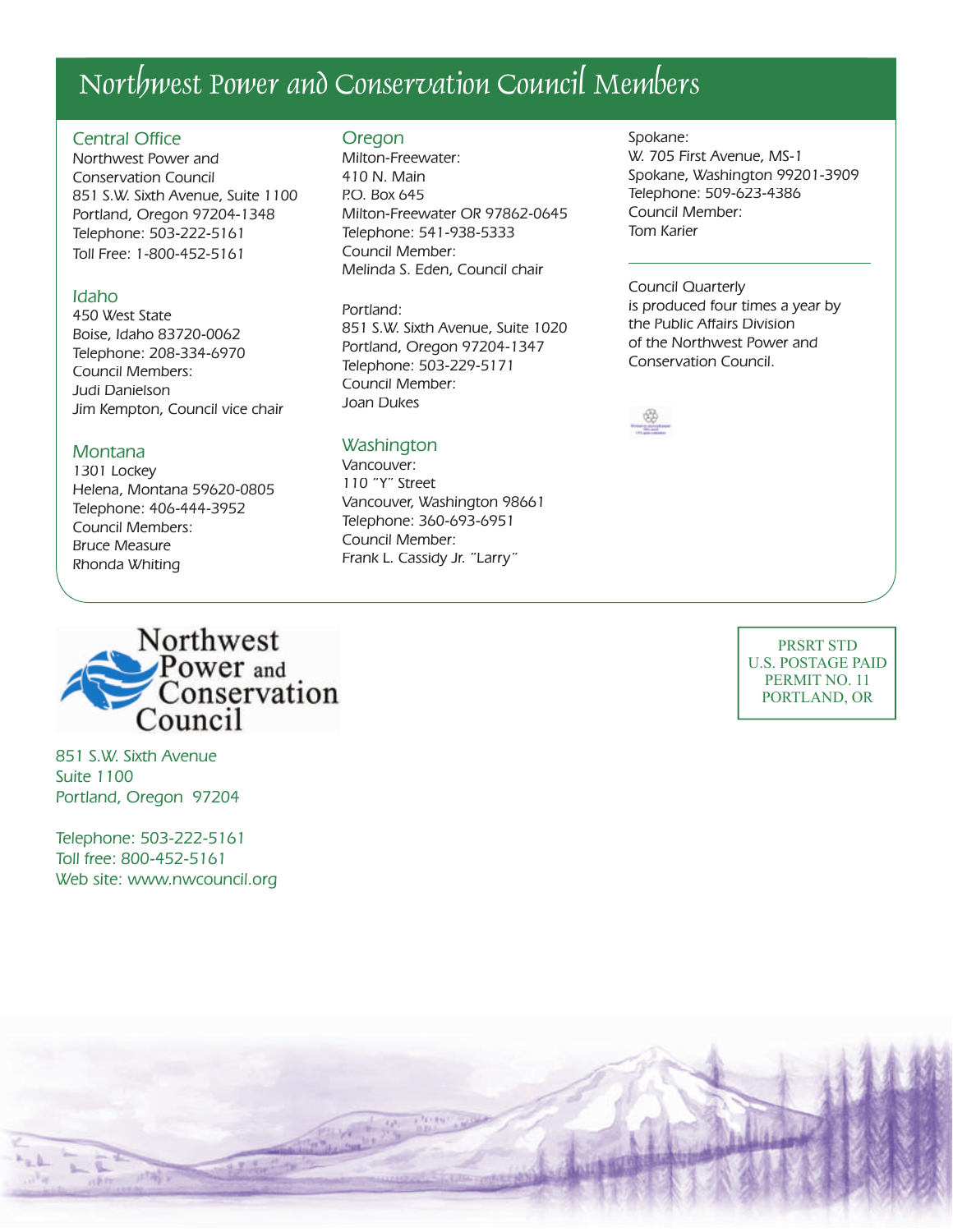# Northwest Power and Conservation Council Members

### Central Office

Northwest Power and
Conservation Council
851 S.W. Sixth Avenue, Suite 1100
Portland, Oregon 97204-1348
Telephone: 503-222-5161
Toll Free: 1-800-452-5161

### Idaho

450 West State
Boise, Idaho 83720-0062
Telephone: 208-334-6970
Council Members:
Judi Danielson
Jim Kempton, Council vice chair

### Montana

1301 Lockey
Helena, Montana 59620-0805
Telephone: 406-444-3952
Council Members:
Bruce Measure
Rhonda Whiting

### Oregon

Milton-Freewater:
410 N. Main
P.O. Box 645
Milton-Freewater OR 97862-0645
Telephone: 541-938-5333
Council Member:
Melinda S. Eden, Council chair

Portland:
851 S.W. Sixth Avenue, Suite 1020
Portland, Oregon 97204-1347
Telephone: 503-229-5171
Council Member:
Joan Dukes

### Washington

Vancouver:
110 "Y" Street
Vancouver, Washington 98661
Telephone: 360-693-6951
Council Member:
Frank L. Cassidy Jr. "Larry"

Spokane:
W. 705 First Avenue, MS-1
Spokane, Washington 99201-3909
Telephone: 509-623-4386
Council Member:
Tom Karier

---

Council Quarterly
is produced four times a year by
the Public Affairs Division
of the Northwest Power and
Conservation Council.

Northwest Power and Conservation Council

851 S.W. Sixth Avenue
Suite 1100
Portland, Oregon 97204

Telephone: 503-222-5161
Toll free: 800-452-5161
Web site: www.nwcouncil.org

PRSRT STD
U.S. POSTAGE PAID
PERMIT NO. 11
PORTLAND, OR